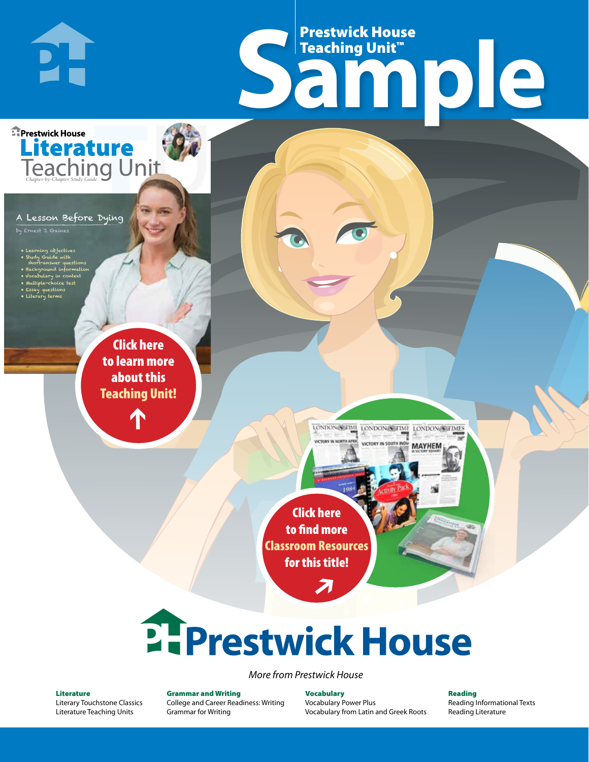# Prestwick House Teaching Unit™ Sample

Prestwick House

# Literature Teaching Unit

*Chapter-by-Chapter Study Guide*

## A Lesson Before Dying

by Ernest J. Gaines

- Learning objectives
- Study Guide with short-answer questions
- Background information
- Vocabulary in context
- Multiple-choice test
- Essay questions
- Literary terms

Click here to learn more about this Teaching Unit!

Click here to find more Classroom Resources for this title!

# Prestwick House

*More from Prestwick House*

**Literature**
Literary Touchstone Classics
Literature Teaching Units

**Grammar and Writing**
College and Career Readiness: Writing
Grammar for Writing

**Vocabulary**
Vocabulary Power Plus
Vocabulary from Latin and Greek Roots

**Reading**
Reading Informational Texts
Reading Literature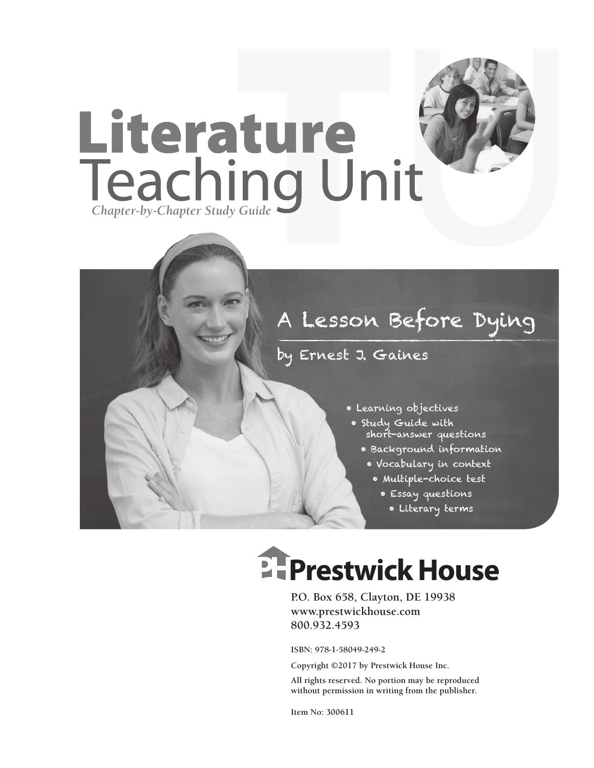# Literature Teaching Unit

*Chapter-by-Chapter Study Guide*

## A Lesson Before Dying

by Ernest J. Gaines

- Learning objectives
- Study Guide with short-answer questions
- Background information
- Vocabulary in context
- Multiple-choice test
- Essay questions
- Literary terms

**Prestwick House**

P.O. Box 658, Clayton, DE 19938
www.prestwickhouse.com
800.932.4593

ISBN: 978-1-58049-249-2

Copyright ©2017 by Prestwick House Inc.

All rights reserved. No portion may be reproduced without permission in writing from the publisher.

Item No: 300611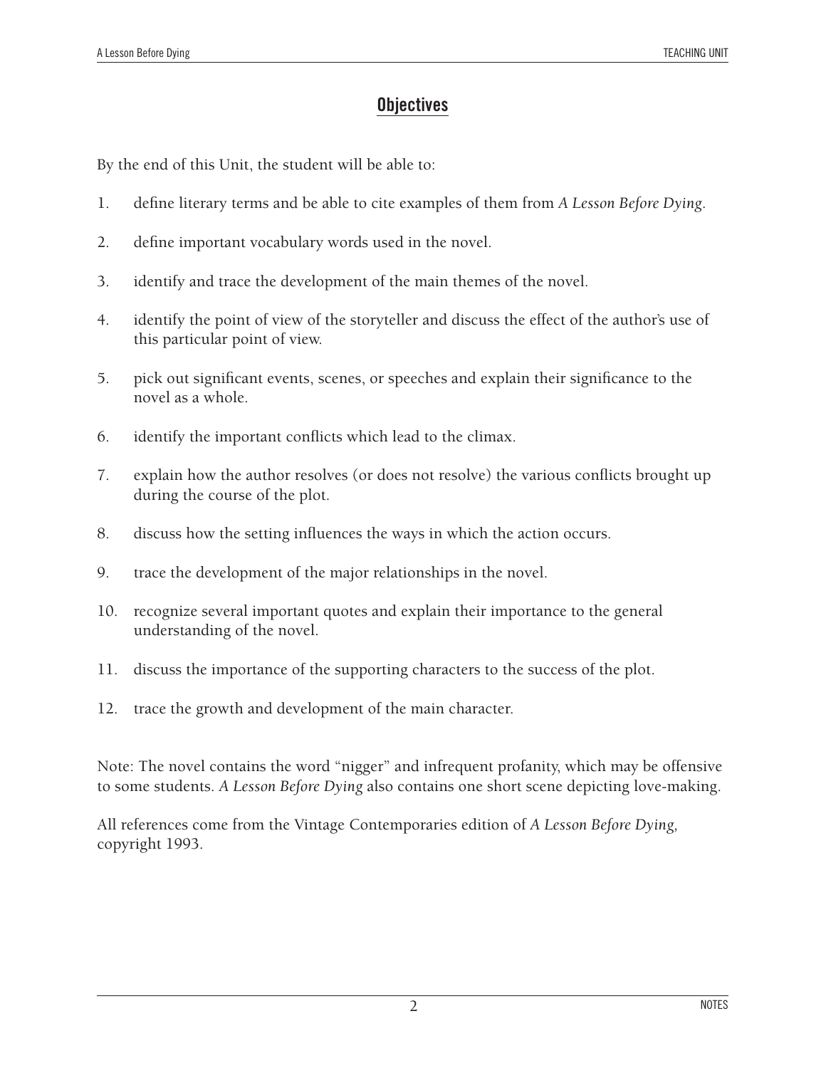## Objectives

By the end of this Unit, the student will be able to:

1. define literary terms and be able to cite examples of them from *A Lesson Before Dying*.
2. define important vocabulary words used in the novel.
3. identify and trace the development of the main themes of the novel.
4. identify the point of view of the storyteller and discuss the effect of the author's use of this particular point of view.
5. pick out significant events, scenes, or speeches and explain their significance to the novel as a whole.
6. identify the important conflicts which lead to the climax.
7. explain how the author resolves (or does not resolve) the various conflicts brought up during the course of the plot.
8. discuss how the setting influences the ways in which the action occurs.
9. trace the development of the major relationships in the novel.
10. recognize several important quotes and explain their importance to the general understanding of the novel.
11. discuss the importance of the supporting characters to the success of the plot.
12. trace the growth and development of the main character.

Note: The novel contains the word "nigger" and infrequent profanity, which may be offensive to some students. *A Lesson Before Dying* also contains one short scene depicting love-making.

All references come from the Vintage Contemporaries edition of *A Lesson Before Dying*, copyright 1993.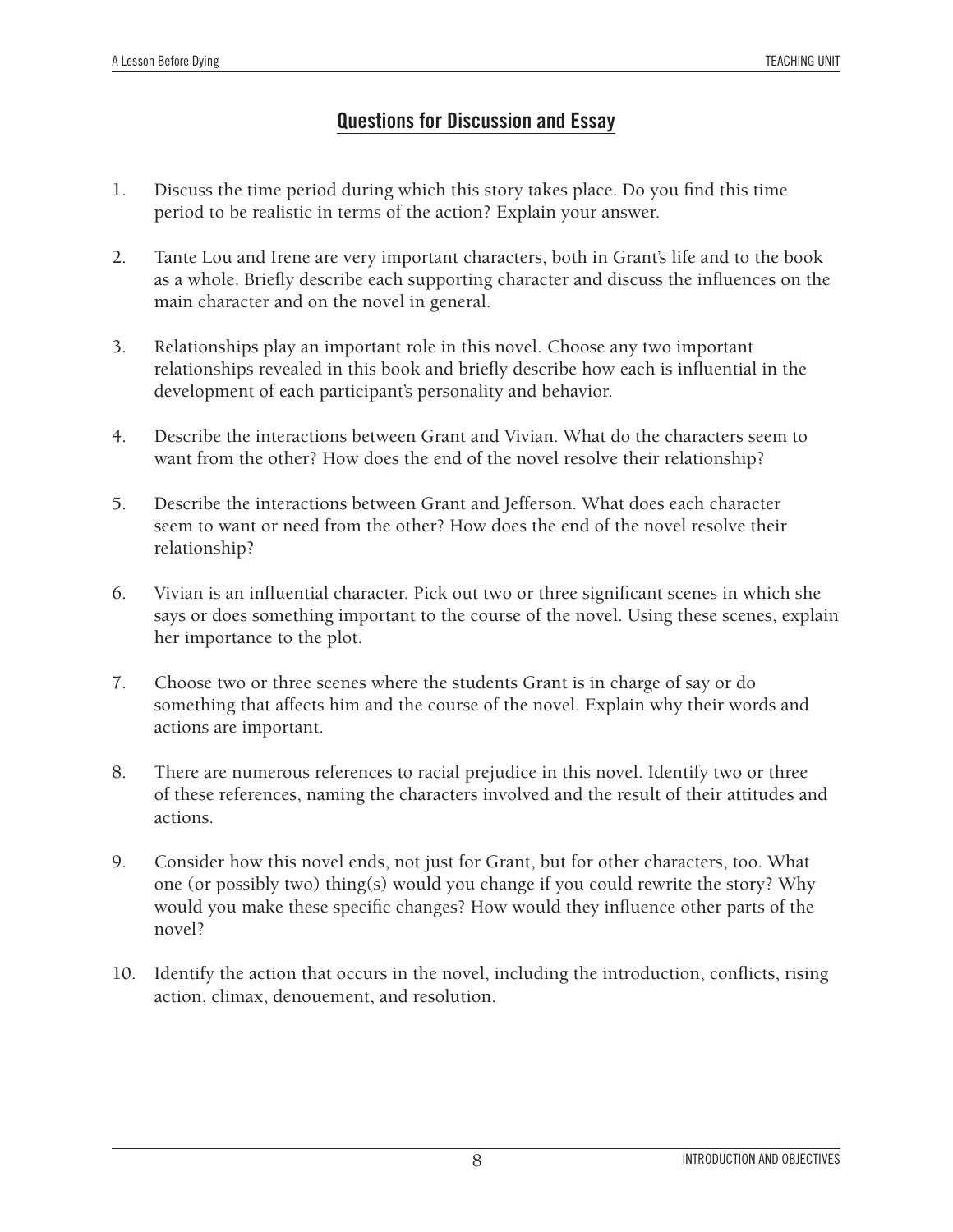## Questions for Discussion and Essay

1. Discuss the time period during which this story takes place. Do you find this time period to be realistic in terms of the action? Explain your answer.

2. Tante Lou and Irene are very important characters, both in Grant's life and to the book as a whole. Briefly describe each supporting character and discuss the influences on the main character and on the novel in general.

3. Relationships play an important role in this novel. Choose any two important relationships revealed in this book and briefly describe how each is influential in the development of each participant's personality and behavior.

4. Describe the interactions between Grant and Vivian. What do the characters seem to want from the other? How does the end of the novel resolve their relationship?

5. Describe the interactions between Grant and Jefferson. What does each character seem to want or need from the other? How does the end of the novel resolve their relationship?

6. Vivian is an influential character. Pick out two or three significant scenes in which she says or does something important to the course of the novel. Using these scenes, explain her importance to the plot.

7. Choose two or three scenes where the students Grant is in charge of say or do something that affects him and the course of the novel. Explain why their words and actions are important.

8. There are numerous references to racial prejudice in this novel. Identify two or three of these references, naming the characters involved and the result of their attitudes and actions.

9. Consider how this novel ends, not just for Grant, but for other characters, too. What one (or possibly two) thing(s) would you change if you could rewrite the story? Why would you make these specific changes? How would they influence other parts of the novel?

10. Identify the action that occurs in the novel, including the introduction, conflicts, rising action, climax, denouement, and resolution.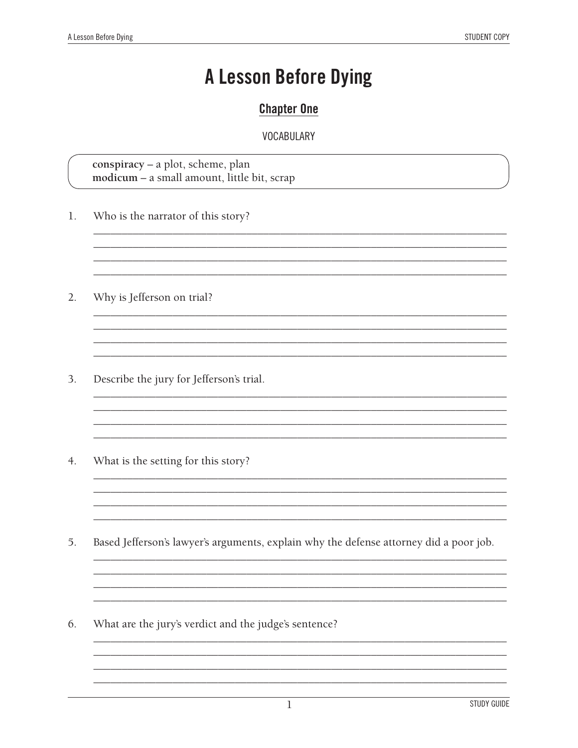# A Lesson Before Dying

## Chapter One

VOCABULARY

**conspiracy** – a plot, scheme, plan
**modicum** – a small amount, little bit, scrap

1. Who is the narrator of this story?

2. Why is Jefferson on trial?

3. Describe the jury for Jefferson's trial.

4. What is the setting for this story?

5. Based Jefferson's lawyer's arguments, explain why the defense attorney did a poor job.

6. What are the jury's verdict and the judge's sentence?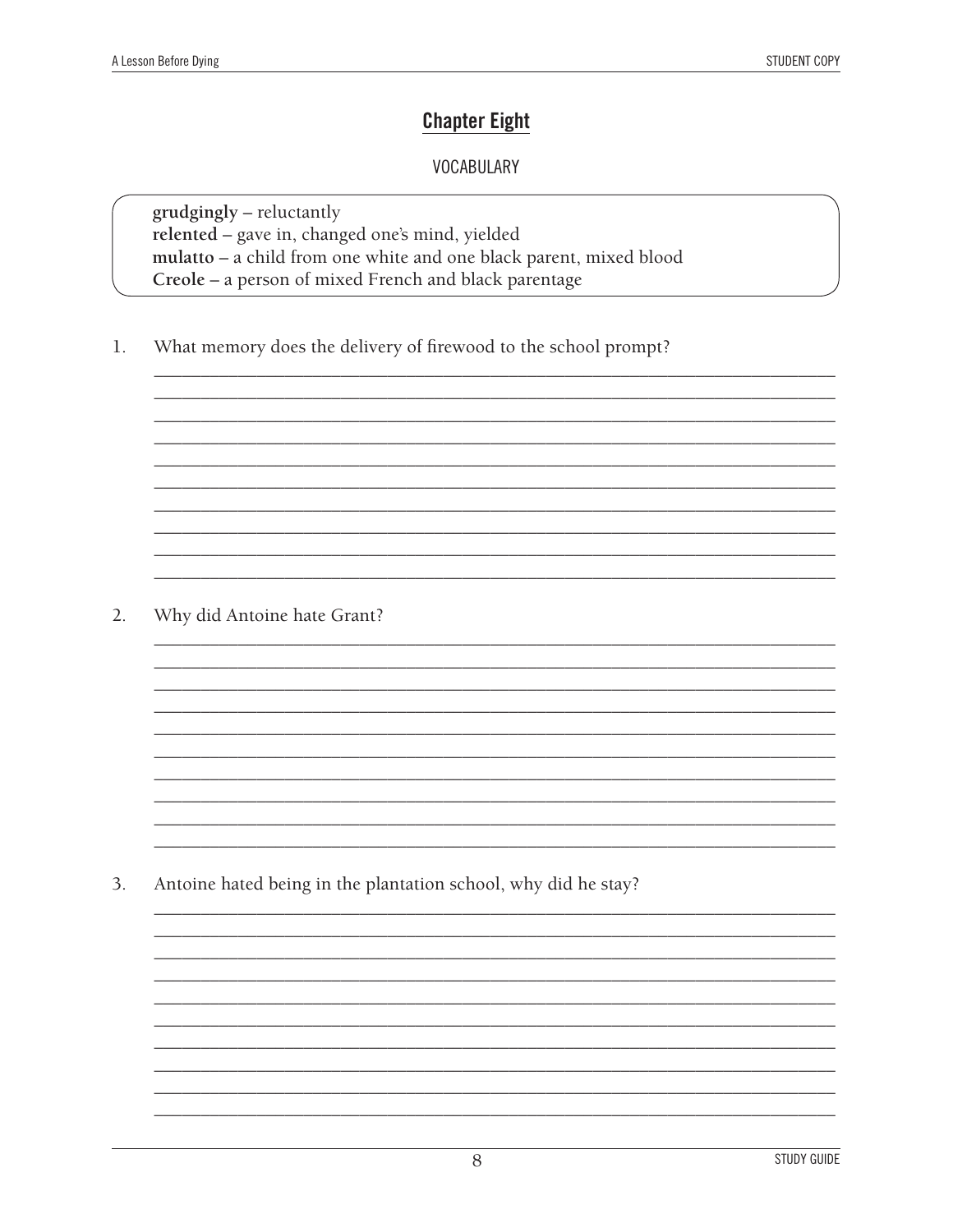## Chapter Eight

VOCABULARY

**grudgingly** – reluctantly
**relented** – gave in, changed one's mind, yielded
**mulatto** – a child from one white and one black parent, mixed blood
**Creole** – a person of mixed French and black parentage

1. What memory does the delivery of firewood to the school prompt?

2. Why did Antoine hate Grant?

3. Antoine hated being in the plantation school, why did he stay?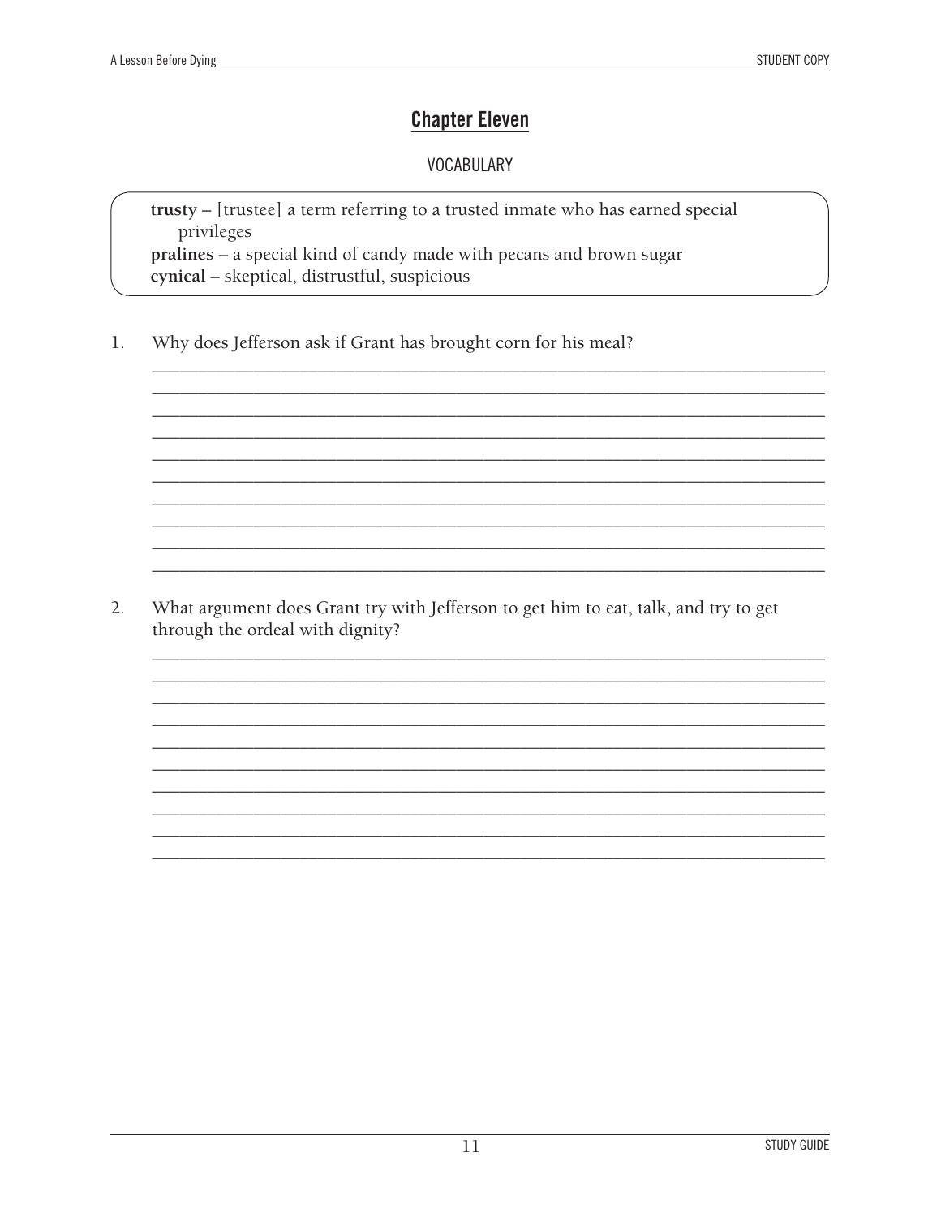## Chapter Eleven

VOCABULARY

**trusty** – [trustee] a term referring to a trusted inmate who has earned special privileges
**pralines** – a special kind of candy made with pecans and brown sugar
**cynical** – skeptical, distrustful, suspicious

1. Why does Jefferson ask if Grant has brought corn for his meal?

2. What argument does Grant try with Jefferson to get him to eat, talk, and try to get through the ordeal with dignity?